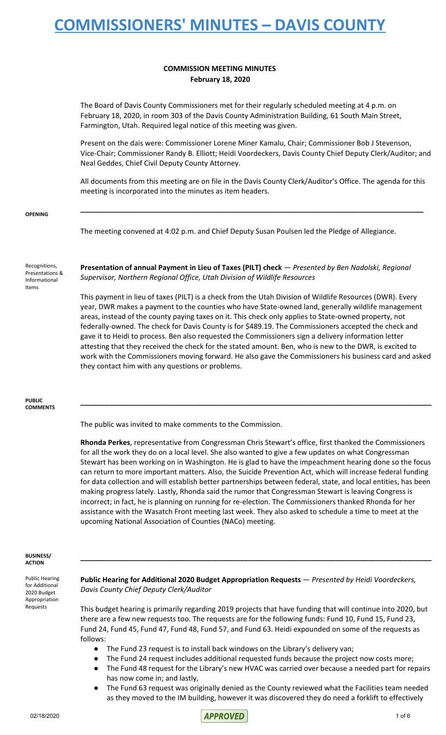# COMMISSIONERS' MINUTES – DAVIS COUNTY

## COMMISSION MEETING MINUTES
**February 18, 2020**

The Board of Davis County Commissioners met for their regularly scheduled meeting at 4 p.m. on February 18, 2020, in room 303 of the Davis County Administration Building, 61 South Main Street, Farmington, Utah. Required legal notice of this meeting was given.

Present on the dais were: Commissioner Lorene Miner Kamalu, Chair; Commissioner Bob J Stevenson, Vice-Chair; Commissioner Randy B. Elliott; Heidi Voordeckers, Davis County Chief Deputy Clerk/Auditor; and Neal Geddes, Chief Civil Deputy County Attorney.

All documents from this meeting are on file in the Davis County Clerk/Auditor's Office. The agenda for this meeting is incorporated into the minutes as item headers.

---

**OPENING**

The meeting convened at 4:02 p.m. and Chief Deputy Susan Poulsen led the Pledge of Allegiance.

Recognitions, Presentations & Informational Items

**Presentation of annual Payment in Lieu of Taxes (PILT) check** — *Presented by Ben Nadolski, Regional Supervisor, Northern Regional Office, Utah Division of Wildlife Resources*

This payment in lieu of taxes (PILT) is a check from the Utah Division of Wildlife Resources (DWR). Every year, DWR makes a payment to the counties who have State-owned land, generally wildlife management areas, instead of the county paying taxes on it. This check only applies to State-owned property, not federally-owned. The check for Davis County is for $489.19. The Commissioners accepted the check and gave it to Heidi to process. Ben also requested the Commissioners sign a delivery information letter attesting that they received the check for the stated amount. Ben, who is new to the DWR, is excited to work with the Commissioners moving forward. He also gave the Commissioners his business card and asked they contact him with any questions or problems.

---

**PUBLIC COMMENTS**

The public was invited to make comments to the Commission.

**Rhonda Perkes**, representative from Congressman Chris Stewart's office, first thanked the Commissioners for all the work they do on a local level. She also wanted to give a few updates on what Congressman Stewart has been working on in Washington. He is glad to have the impeachment hearing done so the focus can return to more important matters. Also, the Suicide Prevention Act, which will increase federal funding for data collection and will establish better partnerships between federal, state, and local entities, has been making progress lately. Lastly, Rhonda said the rumor that Congressman Stewart is leaving Congress is incorrect; in fact, he is planning on running for re-election. The Commissioners thanked Rhonda for her assistance with the Wasatch Front meeting last week. They also asked to schedule a time to meet at the upcoming National Association of Counties (NACo) meeting.

---

**BUSINESS/ ACTION**

Public Hearing for Additional 2020 Budget Appropriation Requests

**Public Hearing for Additional 2020 Budget Appropriation Requests** — *Presented by Heidi Voordeckers, Davis County Chief Deputy Clerk/Auditor*

This budget hearing is primarily regarding 2019 projects that have funding that will continue into 2020, but there are a few new requests too. The requests are for the following funds: Fund 10, Fund 15, Fund 23, Fund 24, Fund 45, Fund 47, Fund 48, Fund 57, and Fund 63. Heidi expounded on some of the requests as follows:

- The Fund 23 request is to install back windows on the Library's delivery van;
- The Fund 24 request includes additional requested funds because the project now costs more;
- The Fund 48 request for the Library's new HVAC was carried over because a needed part for repairs has now come in; and lastly,
- The Fund 63 request was originally denied as the County reviewed what the Facilities team needed as they moved to the IM building, however it was discovered they do need a forklift to effectively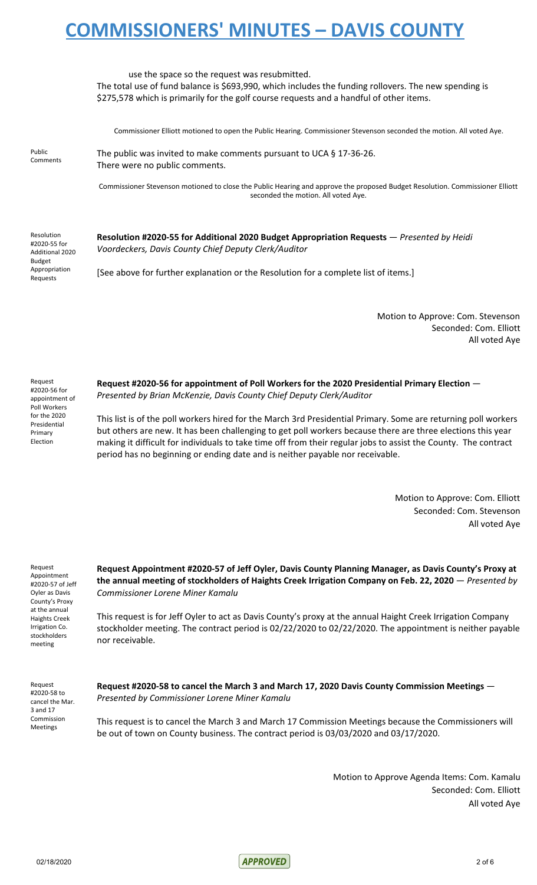use the space so the request was resubmitted.

The total use of fund balance is $693,990, which includes the funding rollovers. The new spending is $275,578 which is primarily for the golf course requests and a handful of other items.

Commissioner Elliott motioned to open the Public Hearing. Commissioner Stevenson seconded the motion. All voted Aye.

Public Comments

The public was invited to make comments pursuant to UCA § 17-36-26.
There were no public comments.

Commissioner Stevenson motioned to close the Public Hearing and approve the proposed Budget Resolution. Commissioner Elliott seconded the motion. All voted Aye.

Resolution #2020-55 for Additional 2020 Budget Appropriation Requests

**Resolution #2020-55 for Additional 2020 Budget Appropriation Requests** — *Presented by Heidi Voordeckers, Davis County Chief Deputy Clerk/Auditor*

[See above for further explanation or the Resolution for a complete list of items.]

Motion to Approve: Com. Stevenson
Seconded: Com. Elliott
All voted Aye

Request #2020-56 for appointment of Poll Workers for the 2020 Presidential Primary Election

**Request #2020-56 for appointment of Poll Workers for the 2020 Presidential Primary Election** — *Presented by Brian McKenzie, Davis County Chief Deputy Clerk/Auditor*

This list is of the poll workers hired for the March 3rd Presidential Primary. Some are returning poll workers but others are new. It has been challenging to get poll workers because there are three elections this year making it difficult for individuals to take time off from their regular jobs to assist the County. The contract period has no beginning or ending date and is neither payable nor receivable.

Motion to Approve: Com. Elliott
Seconded: Com. Stevenson
All voted Aye

Request Appointment #2020-57 of Jeff Oyler as Davis County's Proxy at the annual Haights Creek Irrigation Co. stockholders meeting

**Request Appointment #2020-57 of Jeff Oyler, Davis County Planning Manager, as Davis County's Proxy at the annual meeting of stockholders of Haights Creek Irrigation Company on Feb. 22, 2020** — *Presented by Commissioner Lorene Miner Kamalu*

This request is for Jeff Oyler to act as Davis County's proxy at the annual Haight Creek Irrigation Company stockholder meeting. The contract period is 02/22/2020 to 02/22/2020. The appointment is neither payable nor receivable.

Request #2020-58 to cancel the Mar. 3 and 17 Commission Meetings

**Request #2020-58 to cancel the March 3 and March 17, 2020 Davis County Commission Meetings** — *Presented by Commissioner Lorene Miner Kamalu*

This request is to cancel the March 3 and March 17 Commission Meetings because the Commissioners will be out of town on County business. The contract period is 03/03/2020 and 03/17/2020.

Motion to Approve Agenda Items: Com. Kamalu
Seconded: Com. Elliott
All voted Aye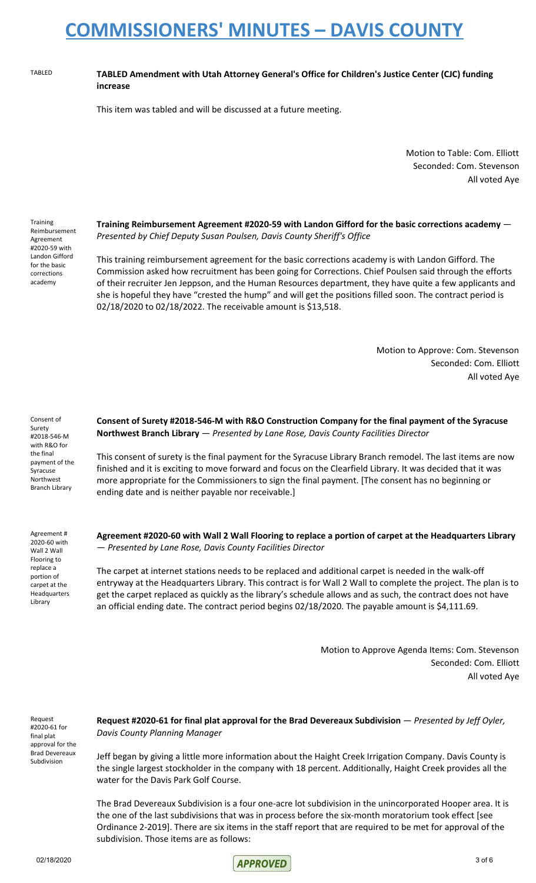TABLED

**TABLED Amendment with Utah Attorney General's Office for Children's Justice Center (CJC) funding increase**

This item was tabled and will be discussed at a future meeting.

Motion to Table: Com. Elliott
Seconded: Com. Stevenson
All voted Aye

Training Reimbursement Agreement #2020-59 with Landon Gifford for the basic corrections academy

**Training Reimbursement Agreement #2020-59 with Landon Gifford for the basic corrections academy** — *Presented by Chief Deputy Susan Poulsen, Davis County Sheriff's Office*

This training reimbursement agreement for the basic corrections academy is with Landon Gifford. The Commission asked how recruitment has been going for Corrections. Chief Poulsen said through the efforts of their recruiter Jen Jeppson, and the Human Resources department, they have quite a few applicants and she is hopeful they have "crested the hump" and will get the positions filled soon. The contract period is 02/18/2020 to 02/18/2022. The receivable amount is $13,518.

Motion to Approve: Com. Stevenson
Seconded: Com. Elliott
All voted Aye

Consent of Surety #2018-546-M with R&O Construction Company for the final payment of the Syracuse Northwest Branch Library

**Consent of Surety #2018-546-M with R&O Construction Company for the final payment of the Syracuse Northwest Branch Library** — *Presented by Lane Rose, Davis County Facilities Director*

This consent of surety is the final payment for the Syracuse Library Branch remodel. The last items are now finished and it is exciting to move forward and focus on the Clearfield Library. It was decided that it was more appropriate for the Commissioners to sign the final payment. [The consent has no beginning or ending date and is neither payable nor receivable.]

Agreement #2020-60 with Wall 2 Wall Flooring to replace a portion of carpet at the Headquarters Library

**Agreement #2020-60 with Wall 2 Wall Flooring to replace a portion of carpet at the Headquarters Library** — *Presented by Lane Rose, Davis County Facilities Director*

The carpet at internet stations needs to be replaced and additional carpet is needed in the walk-off entryway at the Headquarters Library. This contract is for Wall 2 Wall to complete the project. The plan is to get the carpet replaced as quickly as the library's schedule allows and as such, the contract does not have an official ending date. The contract period begins 02/18/2020. The payable amount is $4,111.69.

Motion to Approve Agenda Items: Com. Stevenson
Seconded: Com. Elliott
All voted Aye

Request #2020-61 for final plat approval for the Brad Devereaux Subdivision

**Request #2020-61 for final plat approval for the Brad Devereaux Subdivision** — *Presented by Jeff Oyler, Davis County Planning Manager*

Jeff began by giving a little more information about the Haight Creek Irrigation Company. Davis County is the single largest stockholder in the company with 18 percent. Additionally, Haight Creek provides all the water for the Davis Park Golf Course.

The Brad Devereaux Subdivision is a four one-acre lot subdivision in the unincorporated Hooper area. It is the one of the last subdivisions that was in process before the six-month moratorium took effect [see Ordinance 2-2019]. There are six items in the staff report that are required to be met for approval of the subdivision. Those items are as follows: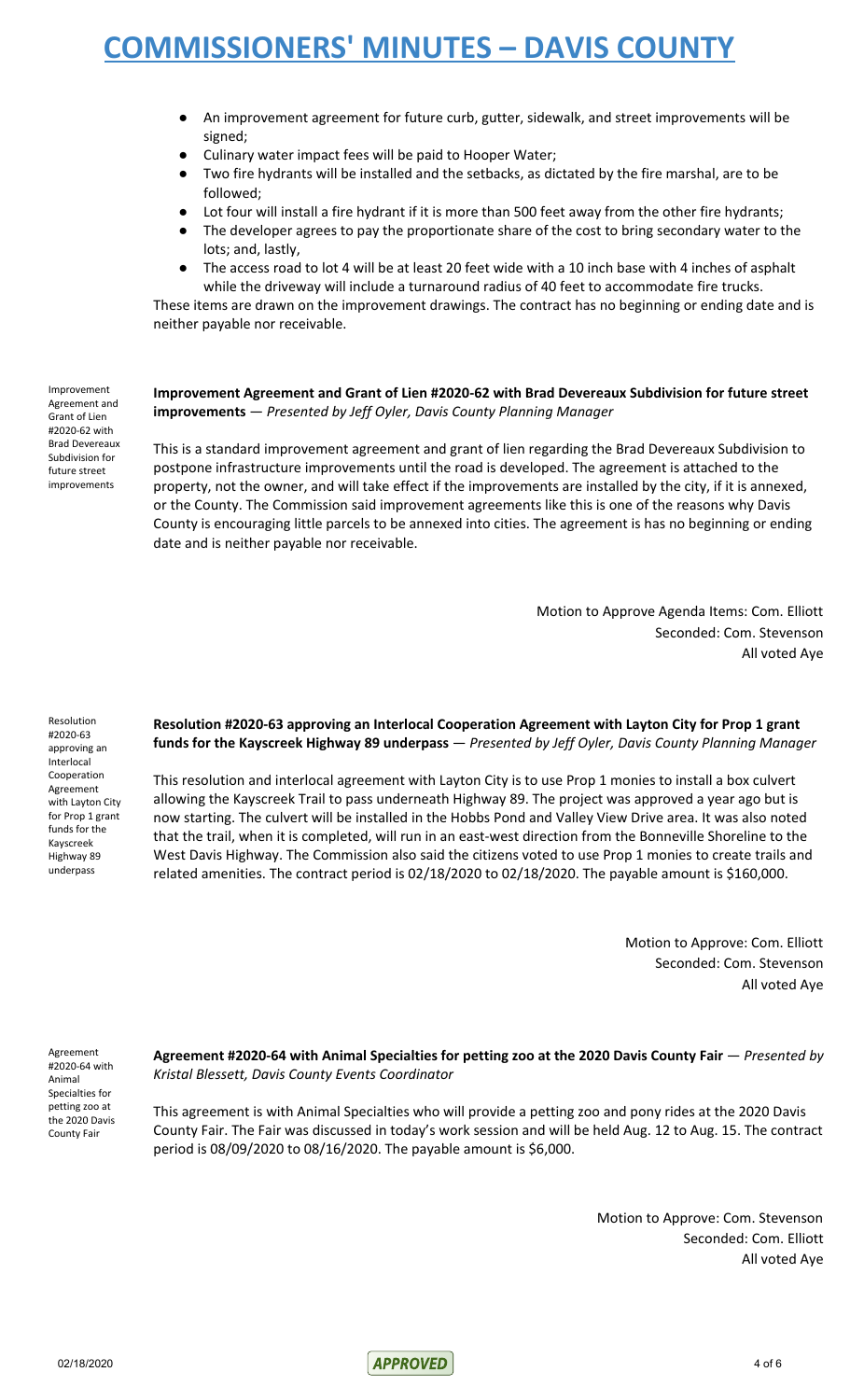- An improvement agreement for future curb, gutter, sidewalk, and street improvements will be signed;
- Culinary water impact fees will be paid to Hooper Water;
- Two fire hydrants will be installed and the setbacks, as dictated by the fire marshal, are to be followed;
- Lot four will install a fire hydrant if it is more than 500 feet away from the other fire hydrants;
- The developer agrees to pay the proportionate share of the cost to bring secondary water to the lots; and, lastly,
- The access road to lot 4 will be at least 20 feet wide with a 10 inch base with 4 inches of asphalt while the driveway will include a turnaround radius of 40 feet to accommodate fire trucks.

These items are drawn on the improvement drawings. The contract has no beginning or ending date and is neither payable nor receivable.

Improvement Agreement and Grant of Lien #2020-62 with Brad Devereaux Subdivision for future street improvements

**Improvement Agreement and Grant of Lien #2020-62 with Brad Devereaux Subdivision for future street improvements** — *Presented by Jeff Oyler, Davis County Planning Manager*

This is a standard improvement agreement and grant of lien regarding the Brad Devereaux Subdivision to postpone infrastructure improvements until the road is developed. The agreement is attached to the property, not the owner, and will take effect if the improvements are installed by the city, if it is annexed, or the County. The Commission said improvement agreements like this is one of the reasons why Davis County is encouraging little parcels to be annexed into cities. The agreement is has no beginning or ending date and is neither payable nor receivable.

Motion to Approve Agenda Items: Com. Elliott
Seconded: Com. Stevenson
All voted Aye

Resolution #2020-63 approving an Interlocal Cooperation Agreement with Layton City for Prop 1 grant funds for the Kayscreek Highway 89 underpass

**Resolution #2020-63 approving an Interlocal Cooperation Agreement with Layton City for Prop 1 grant funds for the Kayscreek Highway 89 underpass** — *Presented by Jeff Oyler, Davis County Planning Manager*

This resolution and interlocal agreement with Layton City is to use Prop 1 monies to install a box culvert allowing the Kayscreek Trail to pass underneath Highway 89. The project was approved a year ago but is now starting. The culvert will be installed in the Hobbs Pond and Valley View Drive area. It was also noted that the trail, when it is completed, will run in an east-west direction from the Bonneville Shoreline to the West Davis Highway. The Commission also said the citizens voted to use Prop 1 monies to create trails and related amenities. The contract period is 02/18/2020 to 02/18/2020. The payable amount is $160,000.

Motion to Approve: Com. Elliott
Seconded: Com. Stevenson
All voted Aye

Agreement #2020-64 with Animal Specialties for petting zoo at the 2020 Davis County Fair

**Agreement #2020-64 with Animal Specialties for petting zoo at the 2020 Davis County Fair** — *Presented by Kristal Blessett, Davis County Events Coordinator*

This agreement is with Animal Specialties who will provide a petting zoo and pony rides at the 2020 Davis County Fair. The Fair was discussed in today's work session and will be held Aug. 12 to Aug. 15. The contract period is 08/09/2020 to 08/16/2020. The payable amount is $6,000.

Motion to Approve: Com. Stevenson
Seconded: Com. Elliott
All voted Aye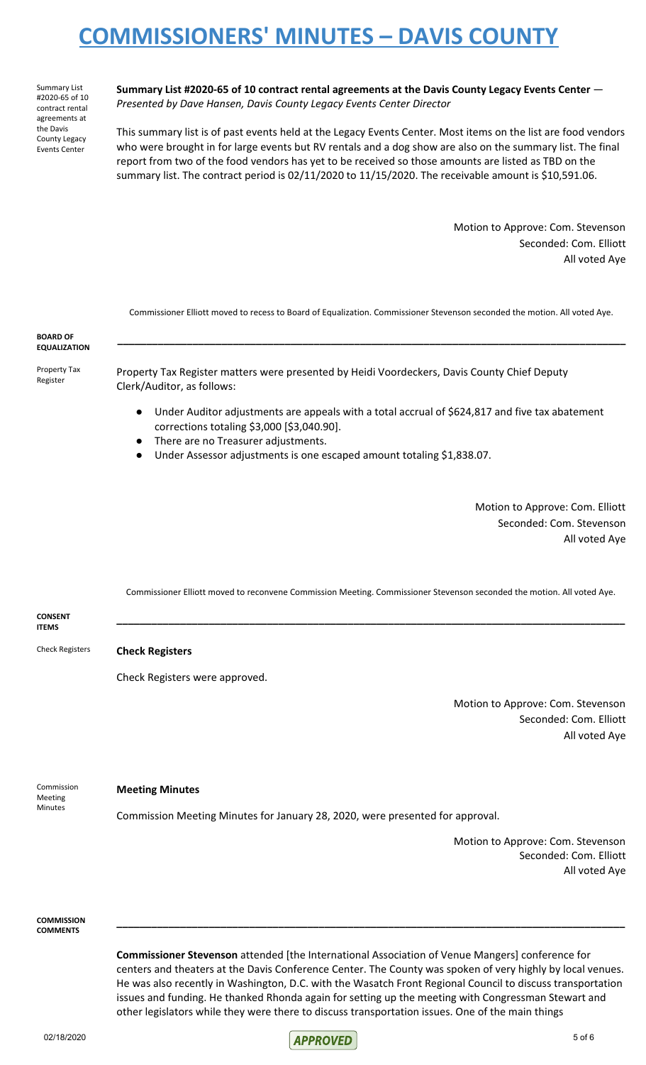Summary List #2020-65 of 10 contract rental agreements at the Davis County Legacy Events Center

**Summary List #2020-65 of 10 contract rental agreements at the Davis County Legacy Events Center** — *Presented by Dave Hansen, Davis County Legacy Events Center Director*

This summary list is of past events held at the Legacy Events Center. Most items on the list are food vendors who were brought in for large events but RV rentals and a dog show are also on the summary list. The final report from two of the food vendors has yet to be received so those amounts are listed as TBD on the summary list. The contract period is 02/11/2020 to 11/15/2020. The receivable amount is $10,591.06.

Motion to Approve: Com. Stevenson
Seconded: Com. Elliott
All voted Aye

Commissioner Elliott moved to recess to Board of Equalization. Commissioner Stevenson seconded the motion. All voted Aye.

**BOARD OF EQUALIZATION**

Property Tax Register

Property Tax Register matters were presented by Heidi Voordeckers, Davis County Chief Deputy Clerk/Auditor, as follows:

- Under Auditor adjustments are appeals with a total accrual of $624,817 and five tax abatement corrections totaling $3,000 [$3,040.90].
- There are no Treasurer adjustments.
- Under Assessor adjustments is one escaped amount totaling $1,838.07.

Motion to Approve: Com. Elliott
Seconded: Com. Stevenson
All voted Aye

Commissioner Elliott moved to reconvene Commission Meeting. Commissioner Stevenson seconded the motion. All voted Aye.

**CONSENT ITEMS**

Check Registers

**Check Registers**

Check Registers were approved.

Motion to Approve: Com. Stevenson
Seconded: Com. Elliott
All voted Aye

Commission Meeting Minutes

**Meeting Minutes**

Commission Meeting Minutes for January 28, 2020, were presented for approval.

Motion to Approve: Com. Stevenson
Seconded: Com. Elliott
All voted Aye

**COMMISSION COMMENTS**

**Commissioner Stevenson** attended [the International Association of Venue Mangers] conference for centers and theaters at the Davis Conference Center. The County was spoken of very highly by local venues. He was also recently in Washington, D.C. with the Wasatch Front Regional Council to discuss transportation issues and funding. He thanked Rhonda again for setting up the meeting with Congressman Stewart and other legislators while they were there to discuss transportation issues. One of the main things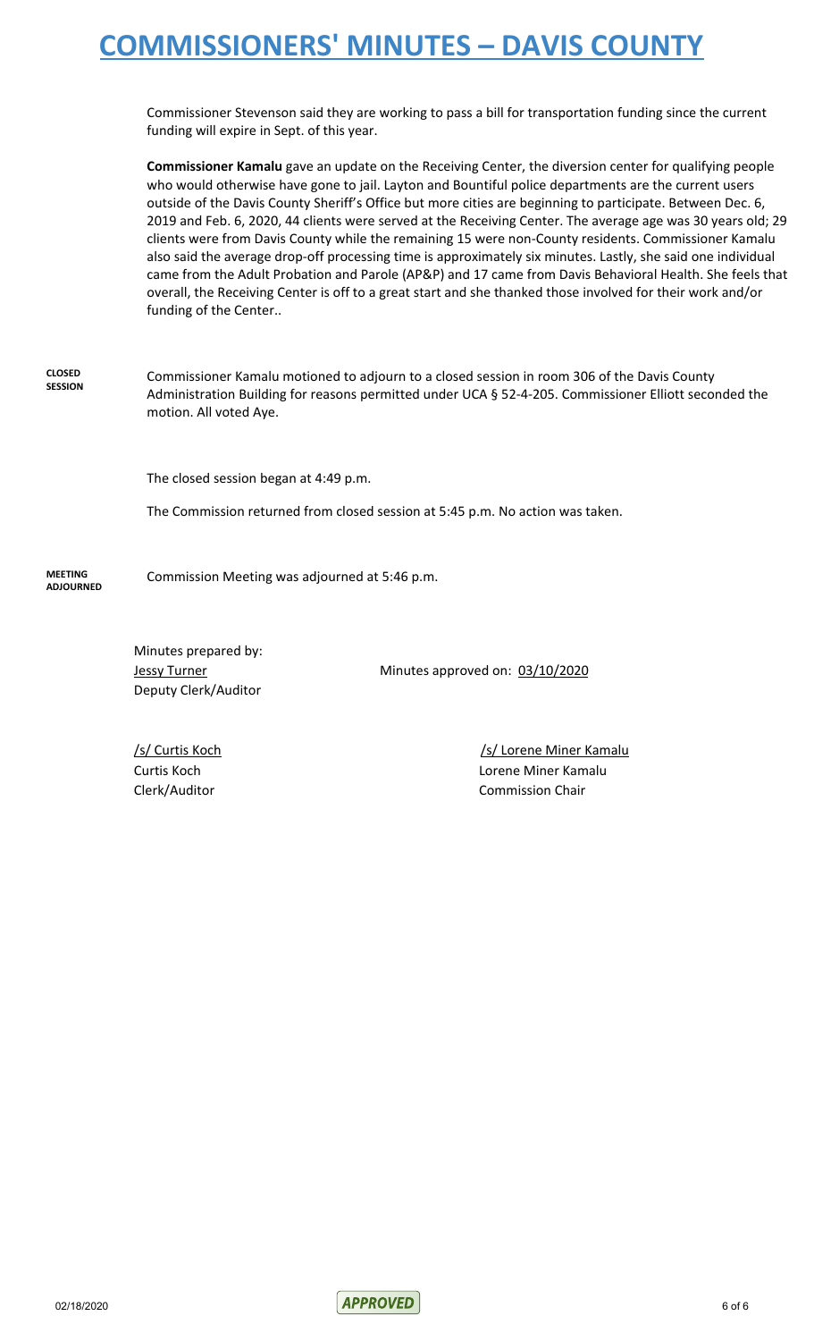Commissioner Stevenson said they are working to pass a bill for transportation funding since the current funding will expire in Sept. of this year.

**Commissioner Kamalu** gave an update on the Receiving Center, the diversion center for qualifying people who would otherwise have gone to jail. Layton and Bountiful police departments are the current users outside of the Davis County Sheriff's Office but more cities are beginning to participate. Between Dec. 6, 2019 and Feb. 6, 2020, 44 clients were served at the Receiving Center. The average age was 30 years old; 29 clients were from Davis County while the remaining 15 were non-County residents. Commissioner Kamalu also said the average drop-off processing time is approximately six minutes. Lastly, she said one individual came from the Adult Probation and Parole (AP&P) and 17 came from Davis Behavioral Health. She feels that overall, the Receiving Center is off to a great start and she thanked those involved for their work and/or funding of the Center..

**CLOSED SESSION**

Commissioner Kamalu motioned to adjourn to a closed session in room 306 of the Davis County Administration Building for reasons permitted under UCA § 52-4-205. Commissioner Elliott seconded the motion. All voted Aye.

The closed session began at 4:49 p.m.

The Commission returned from closed session at 5:45 p.m. No action was taken.

**MEETING ADJOURNED**

Commission Meeting was adjourned at 5:46 p.m.

Minutes prepared by:
Jessy Turner
Deputy Clerk/Auditor

Minutes approved on: 03/10/2020

/s/ Curtis Koch
Curtis Koch
Clerk/Auditor

/s/ Lorene Miner Kamalu
Lorene Miner Kamalu
Commission Chair